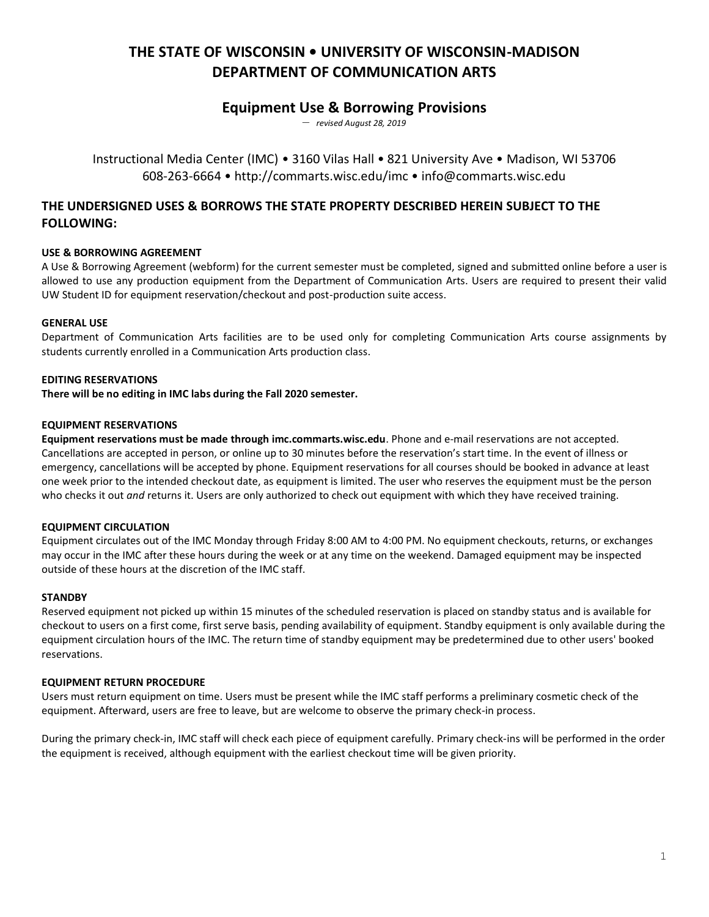# THE STATE OF WISCONSIN • UNIVERSITY OF WISCONSIN-MADISON DEPARTMENT OF COMMUNICATION ARTS

## Equipment Use & Borrowing Provisions

*— revised August 28, 2019*

Instructional Media Center (IMC) • 3160 Vilas Hall • 821 University Ave • Madison, WI 53706
608-263-6664 • http://commarts.wisc.edu/imc • info@commarts.wisc.edu

### THE UNDERSIGNED USES & BORROWS THE STATE PROPERTY DESCRIBED HEREIN SUBJECT TO THE FOLLOWING:

**USE & BORROWING AGREEMENT**

A Use & Borrowing Agreement (webform) for the current semester must be completed, signed and submitted online before a user is allowed to use any production equipment from the Department of Communication Arts. Users are required to present their valid UW Student ID for equipment reservation/checkout and post-production suite access.

**GENERAL USE**

Department of Communication Arts facilities are to be used only for completing Communication Arts course assignments by students currently enrolled in a Communication Arts production class.

**EDITING RESERVATIONS**

**There will be no editing in IMC labs during the Fall 2020 semester.**

**EQUIPMENT RESERVATIONS**

**Equipment reservations must be made through imc.commarts.wisc.edu**. Phone and e-mail reservations are not accepted. Cancellations are accepted in person, or online up to 30 minutes before the reservation's start time. In the event of illness or emergency, cancellations will be accepted by phone. Equipment reservations for all courses should be booked in advance at least one week prior to the intended checkout date, as equipment is limited. The user who reserves the equipment must be the person who checks it out *and* returns it. Users are only authorized to check out equipment with which they have received training.

**EQUIPMENT CIRCULATION**

Equipment circulates out of the IMC Monday through Friday 8:00 AM to 4:00 PM. No equipment checkouts, returns, or exchanges may occur in the IMC after these hours during the week or at any time on the weekend. Damaged equipment may be inspected outside of these hours at the discretion of the IMC staff.

**STANDBY**

Reserved equipment not picked up within 15 minutes of the scheduled reservation is placed on standby status and is available for checkout to users on a first come, first serve basis, pending availability of equipment. Standby equipment is only available during the equipment circulation hours of the IMC. The return time of standby equipment may be predetermined due to other users' booked reservations.

**EQUIPMENT RETURN PROCEDURE**

Users must return equipment on time. Users must be present while the IMC staff performs a preliminary cosmetic check of the equipment. Afterward, users are free to leave, but are welcome to observe the primary check-in process.

During the primary check-in, IMC staff will check each piece of equipment carefully. Primary check-ins will be performed in the order the equipment is received, although equipment with the earliest checkout time will be given priority.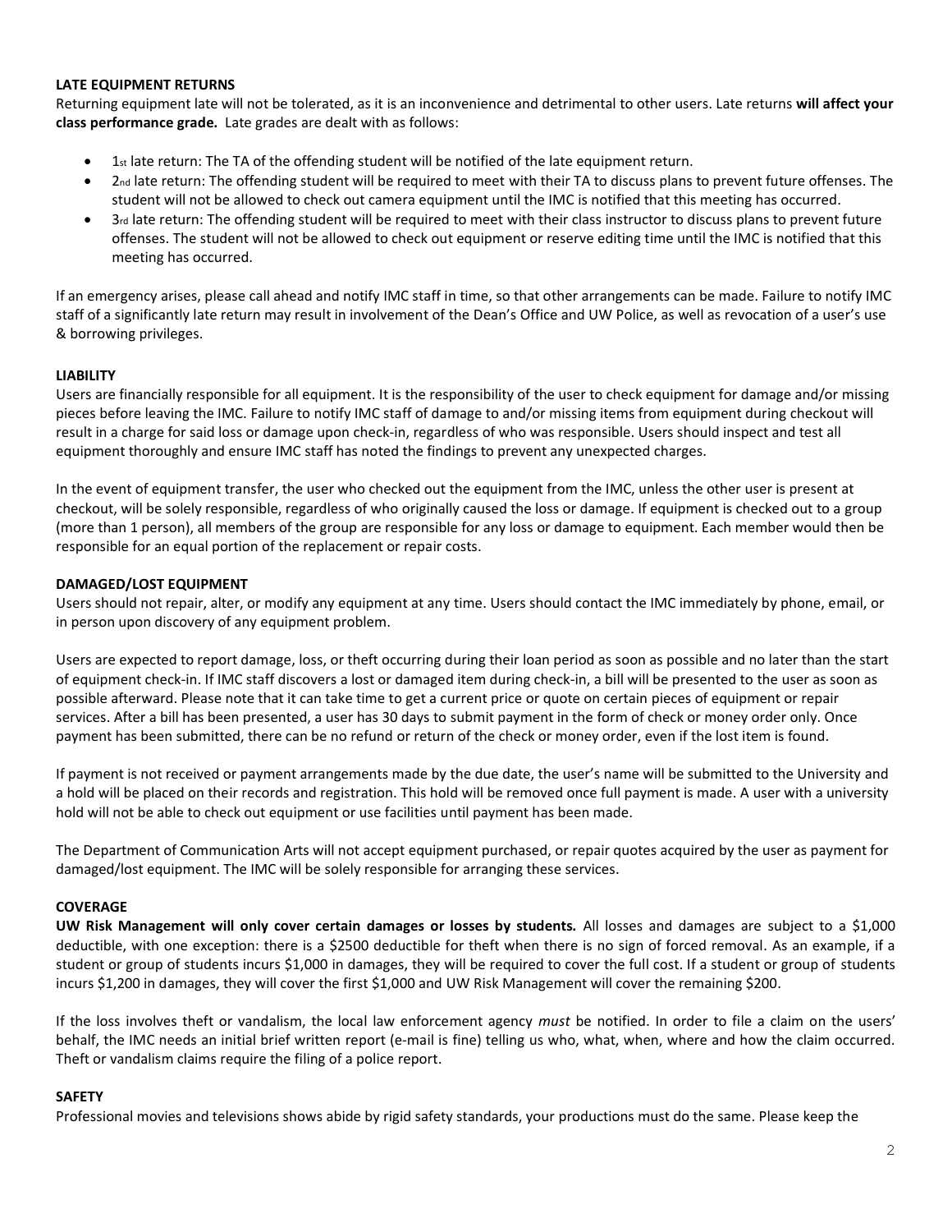### LATE EQUIPMENT RETURNS

Returning equipment late will not be tolerated, as it is an inconvenience and detrimental to other users. Late returns **will affect your class performance grade.** Late grades are dealt with as follows:

- 1st late return: The TA of the offending student will be notified of the late equipment return.
- 2nd late return: The offending student will be required to meet with their TA to discuss plans to prevent future offenses. The student will not be allowed to check out camera equipment until the IMC is notified that this meeting has occurred.
- 3rd late return: The offending student will be required to meet with their class instructor to discuss plans to prevent future offenses. The student will not be allowed to check out equipment or reserve editing time until the IMC is notified that this meeting has occurred.

If an emergency arises, please call ahead and notify IMC staff in time, so that other arrangements can be made. Failure to notify IMC staff of a significantly late return may result in involvement of the Dean's Office and UW Police, as well as revocation of a user's use & borrowing privileges.

### LIABILITY

Users are financially responsible for all equipment. It is the responsibility of the user to check equipment for damage and/or missing pieces before leaving the IMC. Failure to notify IMC staff of damage to and/or missing items from equipment during checkout will result in a charge for said loss or damage upon check-in, regardless of who was responsible. Users should inspect and test all equipment thoroughly and ensure IMC staff has noted the findings to prevent any unexpected charges.

In the event of equipment transfer, the user who checked out the equipment from the IMC, unless the other user is present at checkout, will be solely responsible, regardless of who originally caused the loss or damage. If equipment is checked out to a group (more than 1 person), all members of the group are responsible for any loss or damage to equipment. Each member would then be responsible for an equal portion of the replacement or repair costs.

### DAMAGED/LOST EQUIPMENT

Users should not repair, alter, or modify any equipment at any time. Users should contact the IMC immediately by phone, email, or in person upon discovery of any equipment problem.

Users are expected to report damage, loss, or theft occurring during their loan period as soon as possible and no later than the start of equipment check-in. If IMC staff discovers a lost or damaged item during check-in, a bill will be presented to the user as soon as possible afterward. Please note that it can take time to get a current price or quote on certain pieces of equipment or repair services. After a bill has been presented, a user has 30 days to submit payment in the form of check or money order only. Once payment has been submitted, there can be no refund or return of the check or money order, even if the lost item is found.

If payment is not received or payment arrangements made by the due date, the user's name will be submitted to the University and a hold will be placed on their records and registration. This hold will be removed once full payment is made. A user with a university hold will not be able to check out equipment or use facilities until payment has been made.

The Department of Communication Arts will not accept equipment purchased, or repair quotes acquired by the user as payment for damaged/lost equipment. The IMC will be solely responsible for arranging these services.

### COVERAGE

**UW Risk Management will only cover certain damages or losses by students.** All losses and damages are subject to a $1,000 deductible, with one exception: there is a $2500 deductible for theft when there is no sign of forced removal. As an example, if a student or group of students incurs $1,000 in damages, they will be required to cover the full cost. If a student or group of students incurs $1,200 in damages, they will cover the first $1,000 and UW Risk Management will cover the remaining $200.

If the loss involves theft or vandalism, the local law enforcement agency *must* be notified. In order to file a claim on the users' behalf, the IMC needs an initial brief written report (e-mail is fine) telling us who, what, when, where and how the claim occurred. Theft or vandalism claims require the filing of a police report.

### SAFETY

Professional movies and televisions shows abide by rigid safety standards, your productions must do the same. Please keep the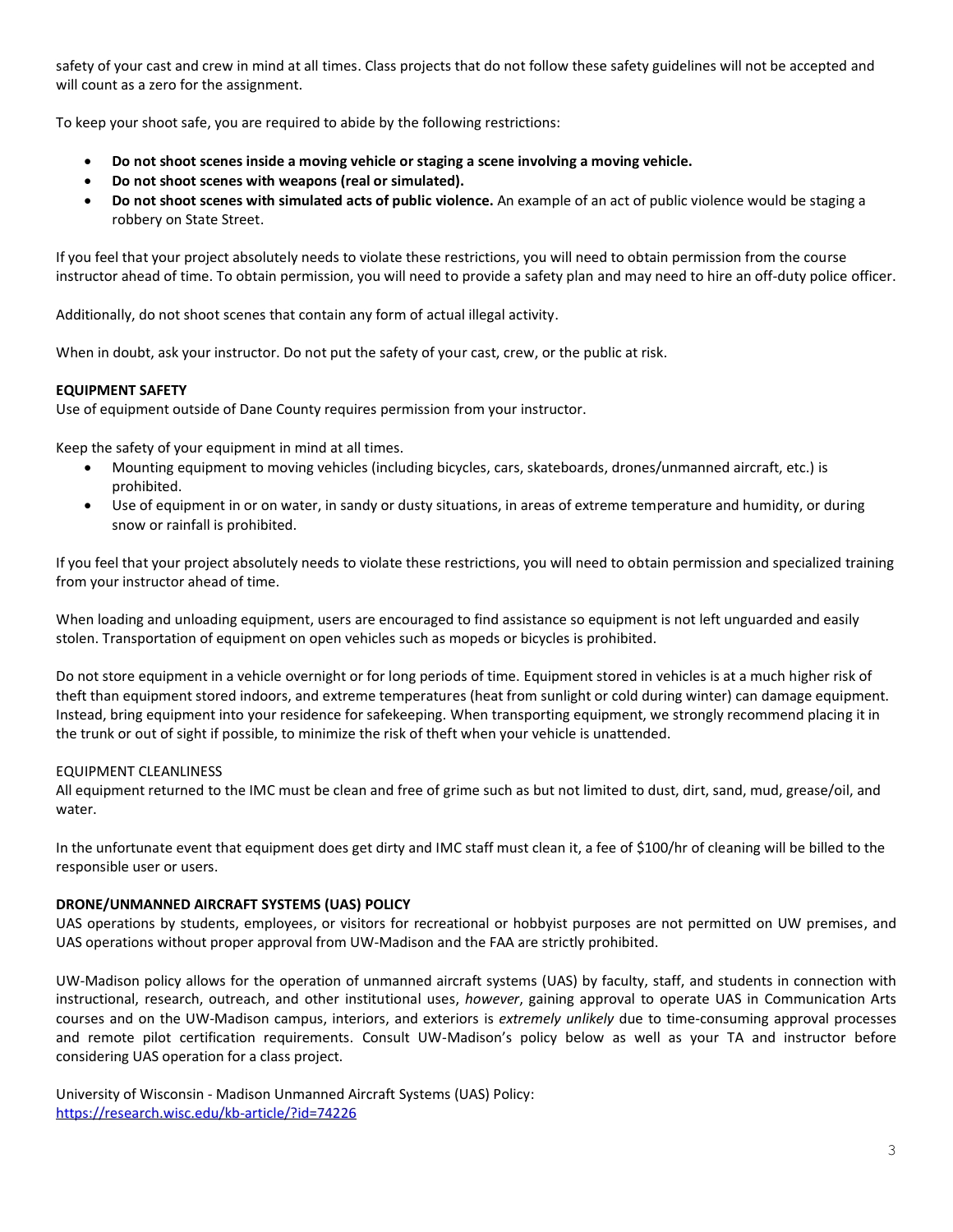safety of your cast and crew in mind at all times. Class projects that do not follow these safety guidelines will not be accepted and will count as a zero for the assignment.

To keep your shoot safe, you are required to abide by the following restrictions:

- **Do not shoot scenes inside a moving vehicle or staging a scene involving a moving vehicle.**
- **Do not shoot scenes with weapons (real or simulated).**
- **Do not shoot scenes with simulated acts of public violence.** An example of an act of public violence would be staging a robbery on State Street.

If you feel that your project absolutely needs to violate these restrictions, you will need to obtain permission from the course instructor ahead of time. To obtain permission, you will need to provide a safety plan and may need to hire an off-duty police officer.

Additionally, do not shoot scenes that contain any form of actual illegal activity.

When in doubt, ask your instructor. Do not put the safety of your cast, crew, or the public at risk.

**EQUIPMENT SAFETY**

Use of equipment outside of Dane County requires permission from your instructor.

Keep the safety of your equipment in mind at all times.

- Mounting equipment to moving vehicles (including bicycles, cars, skateboards, drones/unmanned aircraft, etc.) is prohibited.
- Use of equipment in or on water, in sandy or dusty situations, in areas of extreme temperature and humidity, or during snow or rainfall is prohibited.

If you feel that your project absolutely needs to violate these restrictions, you will need to obtain permission and specialized training from your instructor ahead of time.

When loading and unloading equipment, users are encouraged to find assistance so equipment is not left unguarded and easily stolen. Transportation of equipment on open vehicles such as mopeds or bicycles is prohibited.

Do not store equipment in a vehicle overnight or for long periods of time. Equipment stored in vehicles is at a much higher risk of theft than equipment stored indoors, and extreme temperatures (heat from sunlight or cold during winter) can damage equipment. Instead, bring equipment into your residence for safekeeping. When transporting equipment, we strongly recommend placing it in the trunk or out of sight if possible, to minimize the risk of theft when your vehicle is unattended.

EQUIPMENT CLEANLINESS

All equipment returned to the IMC must be clean and free of grime such as but not limited to dust, dirt, sand, mud, grease/oil, and water.

In the unfortunate event that equipment does get dirty and IMC staff must clean it, a fee of $100/hr of cleaning will be billed to the responsible user or users.

**DRONE/UNMANNED AIRCRAFT SYSTEMS (UAS) POLICY**

UAS operations by students, employees, or visitors for recreational or hobbyist purposes are not permitted on UW premises, and UAS operations without proper approval from UW-Madison and the FAA are strictly prohibited.

UW-Madison policy allows for the operation of unmanned aircraft systems (UAS) by faculty, staff, and students in connection with instructional, research, outreach, and other institutional uses, *however*, gaining approval to operate UAS in Communication Arts courses and on the UW-Madison campus, interiors, and exteriors is *extremely unlikely* due to time-consuming approval processes and remote pilot certification requirements. Consult UW-Madison's policy below as well as your TA and instructor before considering UAS operation for a class project.

University of Wisconsin - Madison Unmanned Aircraft Systems (UAS) Policy:
[https://research.wisc.edu/kb-article/?id=74226](https://research.wisc.edu/kb-article/?id=74226)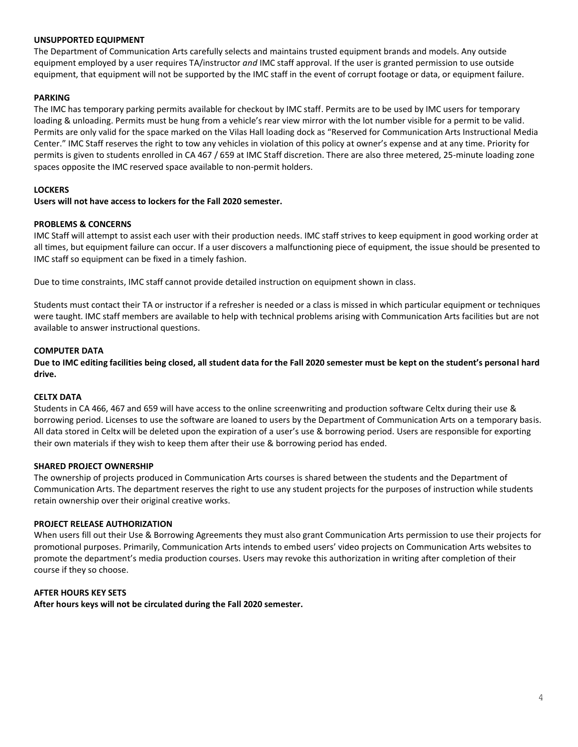## UNSUPPORTED EQUIPMENT

The Department of Communication Arts carefully selects and maintains trusted equipment brands and models. Any outside equipment employed by a user requires TA/instructor *and* IMC staff approval. If the user is granted permission to use outside equipment, that equipment will not be supported by the IMC staff in the event of corrupt footage or data, or equipment failure.

## PARKING

The IMC has temporary parking permits available for checkout by IMC staff. Permits are to be used by IMC users for temporary loading & unloading. Permits must be hung from a vehicle's rear view mirror with the lot number visible for a permit to be valid. Permits are only valid for the space marked on the Vilas Hall loading dock as "Reserved for Communication Arts Instructional Media Center." IMC Staff reserves the right to tow any vehicles in violation of this policy at owner's expense and at any time. Priority for permits is given to students enrolled in CA 467 / 659 at IMC Staff discretion. There are also three metered, 25-minute loading zone spaces opposite the IMC reserved space available to non-permit holders.

## LOCKERS

**Users will not have access to lockers for the Fall 2020 semester.**

## PROBLEMS & CONCERNS

IMC Staff will attempt to assist each user with their production needs. IMC staff strives to keep equipment in good working order at all times, but equipment failure can occur. If a user discovers a malfunctioning piece of equipment, the issue should be presented to IMC staff so equipment can be fixed in a timely fashion.

Due to time constraints, IMC staff cannot provide detailed instruction on equipment shown in class.

Students must contact their TA or instructor if a refresher is needed or a class is missed in which particular equipment or techniques were taught. IMC staff members are available to help with technical problems arising with Communication Arts facilities but are not available to answer instructional questions.

## COMPUTER DATA

**Due to IMC editing facilities being closed, all student data for the Fall 2020 semester must be kept on the student's personal hard drive.**

## CELTX DATA

Students in CA 466, 467 and 659 will have access to the online screenwriting and production software Celtx during their use & borrowing period. Licenses to use the software are loaned to users by the Department of Communication Arts on a temporary basis. All data stored in Celtx will be deleted upon the expiration of a user's use & borrowing period. Users are responsible for exporting their own materials if they wish to keep them after their use & borrowing period has ended.

## SHARED PROJECT OWNERSHIP

The ownership of projects produced in Communication Arts courses is shared between the students and the Department of Communication Arts. The department reserves the right to use any student projects for the purposes of instruction while students retain ownership over their original creative works.

## PROJECT RELEASE AUTHORIZATION

When users fill out their Use & Borrowing Agreements they must also grant Communication Arts permission to use their projects for promotional purposes. Primarily, Communication Arts intends to embed users' video projects on Communication Arts websites to promote the department's media production courses. Users may revoke this authorization in writing after completion of their course if they so choose.

## AFTER HOURS KEY SETS

**After hours keys will not be circulated during the Fall 2020 semester.**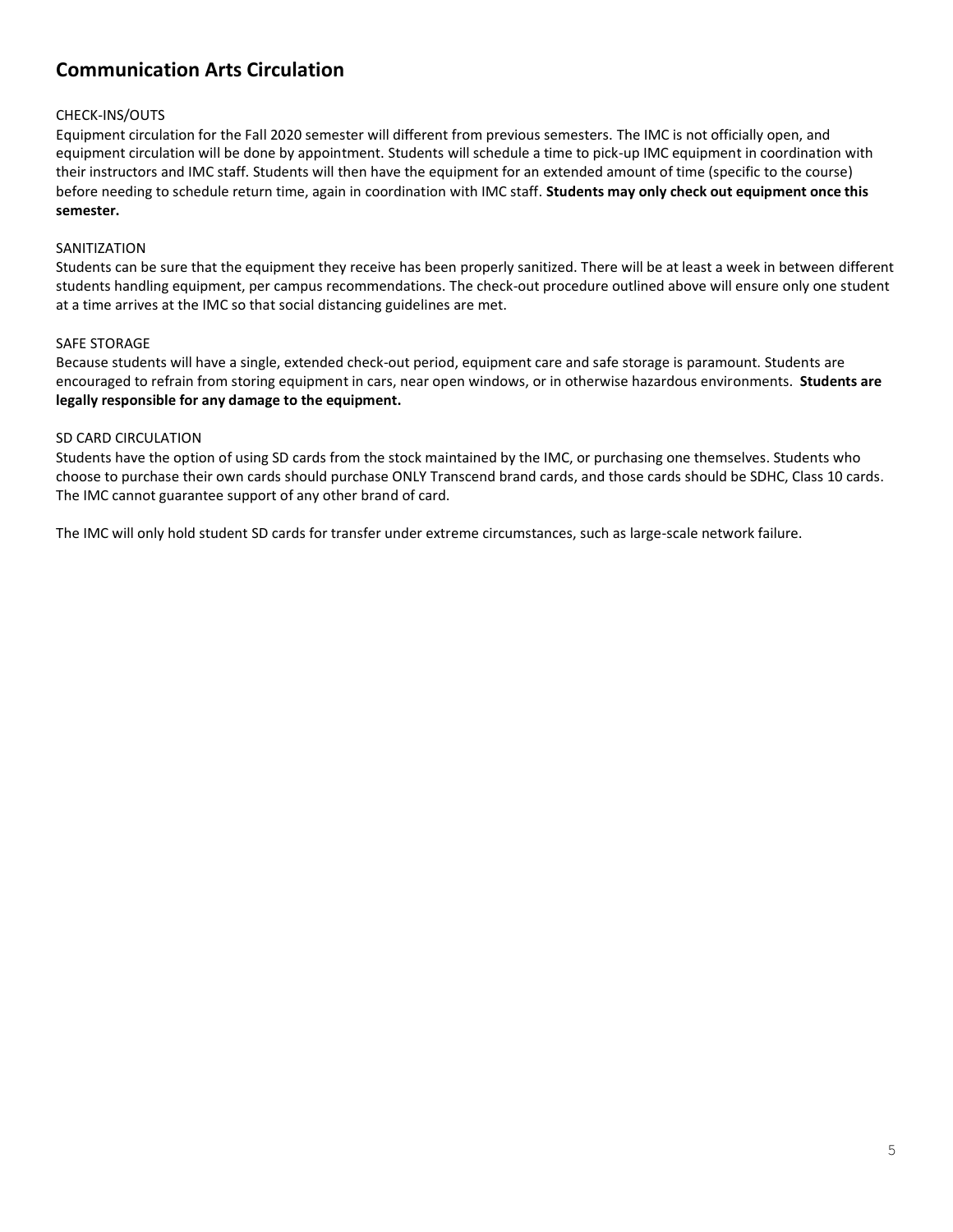## Communication Arts Circulation

CHECK-INS/OUTS

Equipment circulation for the Fall 2020 semester will different from previous semesters. The IMC is not officially open, and equipment circulation will be done by appointment. Students will schedule a time to pick-up IMC equipment in coordination with their instructors and IMC staff. Students will then have the equipment for an extended amount of time (specific to the course) before needing to schedule return time, again in coordination with IMC staff. **Students may only check out equipment once this semester.**

SANITIZATION

Students can be sure that the equipment they receive has been properly sanitized. There will be at least a week in between different students handling equipment, per campus recommendations. The check-out procedure outlined above will ensure only one student at a time arrives at the IMC so that social distancing guidelines are met.

SAFE STORAGE

Because students will have a single, extended check-out period, equipment care and safe storage is paramount. Students are encouraged to refrain from storing equipment in cars, near open windows, or in otherwise hazardous environments. **Students are legally responsible for any damage to the equipment.**

SD CARD CIRCULATION

Students have the option of using SD cards from the stock maintained by the IMC, or purchasing one themselves. Students who choose to purchase their own cards should purchase ONLY Transcend brand cards, and those cards should be SDHC, Class 10 cards. The IMC cannot guarantee support of any other brand of card.

The IMC will only hold student SD cards for transfer under extreme circumstances, such as large-scale network failure.